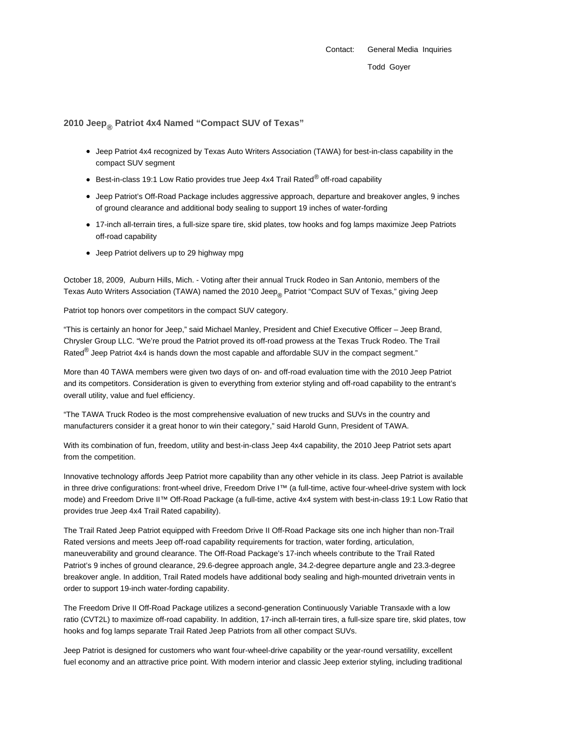Contact: General Media Inquiries

Todd Goyer

## 2010 Jeep® Patriot 4x4 Named "Compact SUV of Texas"

- Jeep Patriot 4x4 recognized by Texas Auto Writers Association (TAWA) for best-in-class capability in the compact SUV segment
- Best-in-class 19:1 Low Ratio provides true Jeep 4x4 Trail Rated® off-road capability
- Jeep Patriot's Off-Road Package includes aggressive approach, departure and breakover angles, 9 inches of ground clearance and additional body sealing to support 19 inches of water-fording
- 17-inch all-terrain tires, a full-size spare tire, skid plates, tow hooks and fog lamps maximize Jeep Patriots off-road capability
- Jeep Patriot delivers up to 29 highway mpg

October 18, 2009, Auburn Hills, Mich. - Voting after their annual Truck Rodeo in San Antonio, members of the Texas Auto Writers Association (TAWA) named the 2010 Jeep® Patriot "Compact SUV of Texas," giving Jeep Patriot top honors over competitors in the compact SUV category.

"This is certainly an honor for Jeep," said Michael Manley, President and Chief Executive Officer – Jeep Brand, Chrysler Group LLC. "We're proud the Patriot proved its off-road prowess at the Texas Truck Rodeo. The Trail Rated® Jeep Patriot 4x4 is hands down the most capable and affordable SUV in the compact segment."

More than 40 TAWA members were given two days of on- and off-road evaluation time with the 2010 Jeep Patriot and its competitors. Consideration is given to everything from exterior styling and off-road capability to the entrant's overall utility, value and fuel efficiency.

"The TAWA Truck Rodeo is the most comprehensive evaluation of new trucks and SUVs in the country and manufacturers consider it a great honor to win their category," said Harold Gunn, President of TAWA.

With its combination of fun, freedom, utility and best-in-class Jeep 4x4 capability, the 2010 Jeep Patriot sets apart from the competition.

Innovative technology affords Jeep Patriot more capability than any other vehicle in its class. Jeep Patriot is available in three drive configurations: front-wheel drive, Freedom Drive I™ (a full-time, active four-wheel-drive system with lock mode) and Freedom Drive II™ Off-Road Package (a full-time, active 4x4 system with best-in-class 19:1 Low Ratio that provides true Jeep 4x4 Trail Rated capability).

The Trail Rated Jeep Patriot equipped with Freedom Drive II Off-Road Package sits one inch higher than non-Trail Rated versions and meets Jeep off-road capability requirements for traction, water fording, articulation, maneuverability and ground clearance. The Off-Road Package's 17-inch wheels contribute to the Trail Rated Patriot's 9 inches of ground clearance, 29.6-degree approach angle, 34.2-degree departure angle and 23.3-degree breakover angle. In addition, Trail Rated models have additional body sealing and high-mounted drivetrain vents in order to support 19-inch water-fording capability.

The Freedom Drive II Off-Road Package utilizes a second-generation Continuously Variable Transaxle with a low ratio (CVT2L) to maximize off-road capability. In addition, 17-inch all-terrain tires, a full-size spare tire, skid plates, tow hooks and fog lamps separate Trail Rated Jeep Patriots from all other compact SUVs.

Jeep Patriot is designed for customers who want four-wheel-drive capability or the year-round versatility, excellent fuel economy and an attractive price point. With modern interior and classic Jeep exterior styling, including traditional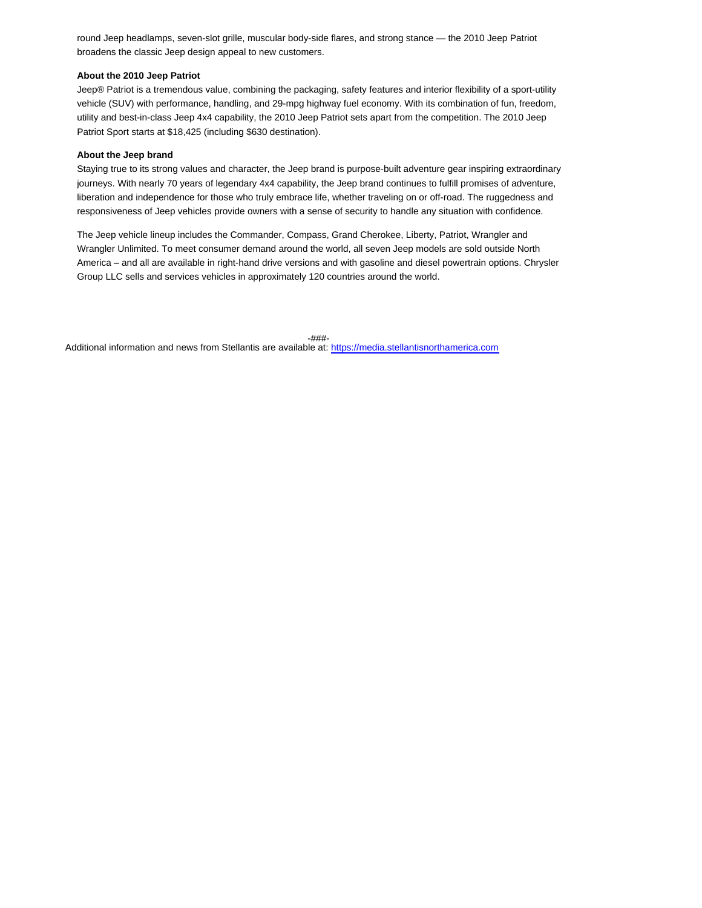round Jeep headlamps, seven-slot grille, muscular body-side flares, and strong stance — the 2010 Jeep Patriot broadens the classic Jeep design appeal to new customers.

**About the 2010 Jeep Patriot**

Jeep® Patriot is a tremendous value, combining the packaging, safety features and interior flexibility of a sport-utility vehicle (SUV) with performance, handling, and 29-mpg highway fuel economy. With its combination of fun, freedom, utility and best-in-class Jeep 4x4 capability, the 2010 Jeep Patriot sets apart from the competition. The 2010 Jeep Patriot Sport starts at $18,425 (including $630 destination).

**About the Jeep brand**

Staying true to its strong values and character, the Jeep brand is purpose-built adventure gear inspiring extraordinary journeys. With nearly 70 years of legendary 4x4 capability, the Jeep brand continues to fulfill promises of adventure, liberation and independence for those who truly embrace life, whether traveling on or off-road. The ruggedness and responsiveness of Jeep vehicles provide owners with a sense of security to handle any situation with confidence.

The Jeep vehicle lineup includes the Commander, Compass, Grand Cherokee, Liberty, Patriot, Wrangler and Wrangler Unlimited. To meet consumer demand around the world, all seven Jeep models are sold outside North America – and all are available in right-hand drive versions and with gasoline and diesel powertrain options. Chrysler Group LLC sells and services vehicles in approximately 120 countries around the world.

-###-

Additional information and news from Stellantis are available at: https://media.stellantisnorthamerica.com